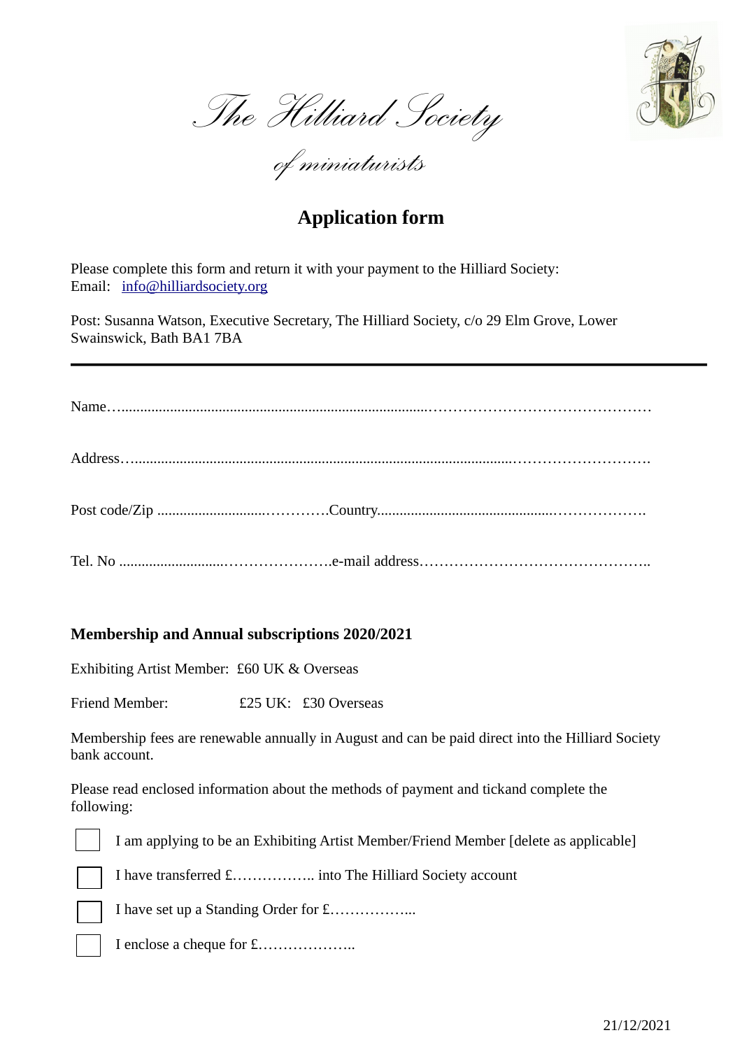*The Hilliard Society*

*of miniaturists*

# Application form

Please complete this form and return it with your payment to the Hilliard Society:
Email: info@hilliardsociety.org

Post: Susanna Watson, Executive Secretary, The Hilliard Society, c/o 29 Elm Grove, Lower Swainswick, Bath BA1 7BA

---

Name……………………………………………………………………………………………………

Address…………………………………………………………………………………………………

Post code/Zip ……………………………Country……………………………………………………

Tel. No ……………………………………e-mail address………………………………………………

### Membership and Annual subscriptions 2020/2021

Exhibiting Artist Member: £60 UK & Overseas

Friend Member: £25 UK: £30 Overseas

Membership fees are renewable annually in August and can be paid direct into the Hilliard Society bank account.

Please read enclosed information about the methods of payment and tickand complete the following:

☐ I am applying to be an Exhibiting Artist Member/Friend Member [delete as applicable]

☐ I have transferred £…………….. into The Hilliard Society account

☐ I have set up a Standing Order for £……………...

☐ I enclose a cheque for £………………..

21/12/2021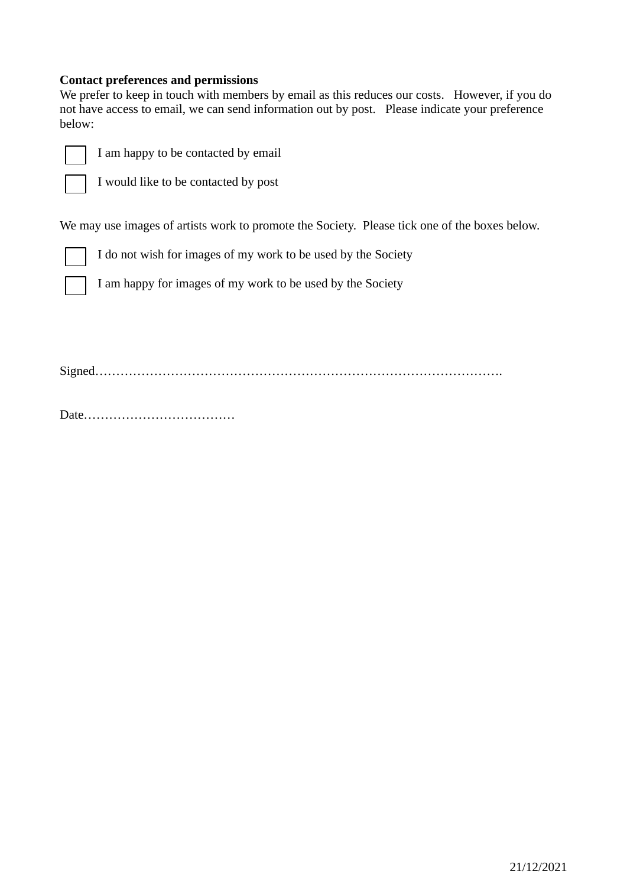**Contact preferences and permissions**

We prefer to keep in touch with members by email as this reduces our costs. However, if you do not have access to email, we can send information out by post. Please indicate your preference below:

☐ I am happy to be contacted by email

☐ I would like to be contacted by post

We may use images of artists work to promote the Society. Please tick one of the boxes below.

☐ I do not wish for images of my work to be used by the Society

☐ I am happy for images of my work to be used by the Society

Signed……………………………………………………………………………………….

Date………………………………

21/12/2021